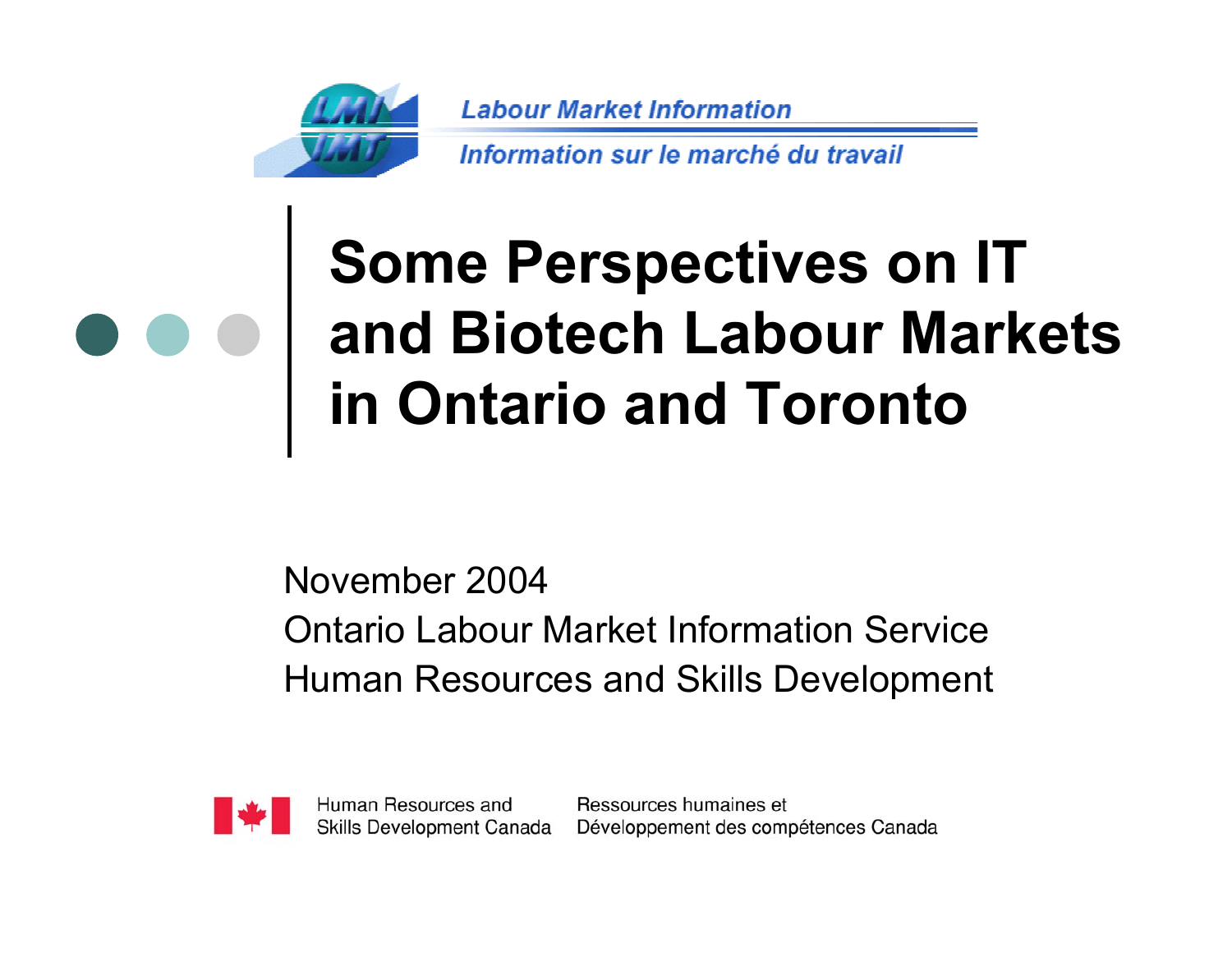Labour Market Information

Information sur le marché du travail

# Some Perspectives on IT and Biotech Labour Markets in Ontario and Toronto

November 2004

Ontario Labour Market Information Service

Human Resources and Skills Development

Human Resources and Skills Development Canada | Ressources humaines et Développement des compétences Canada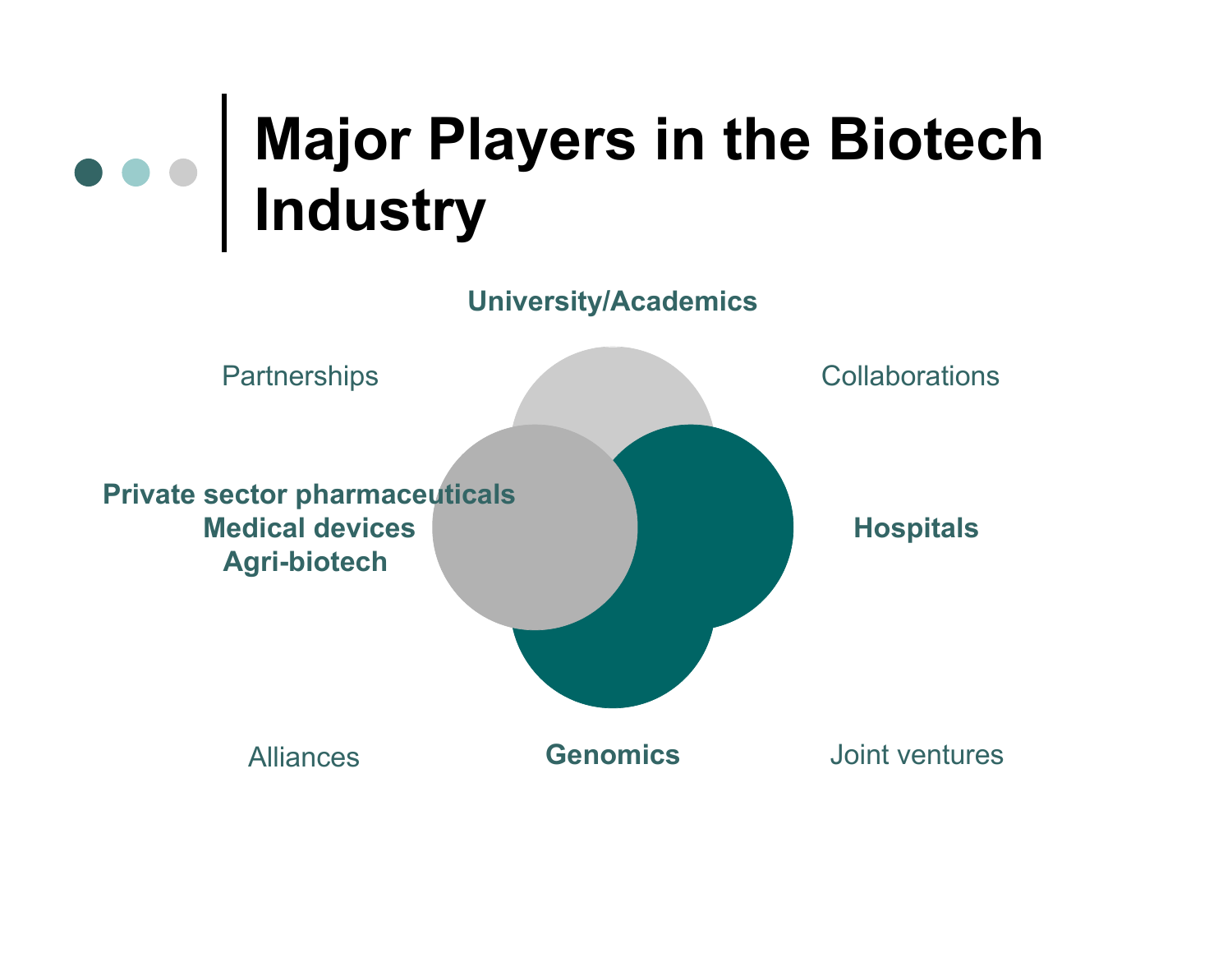# Major Players in the Biotech Industry

**University/Academics**

Partnerships

Collaborations

**Private sector pharmaceuticals**
**Medical devices**
**Agri-biotech**

**Hospitals**

Alliances

**Genomics**

Joint ventures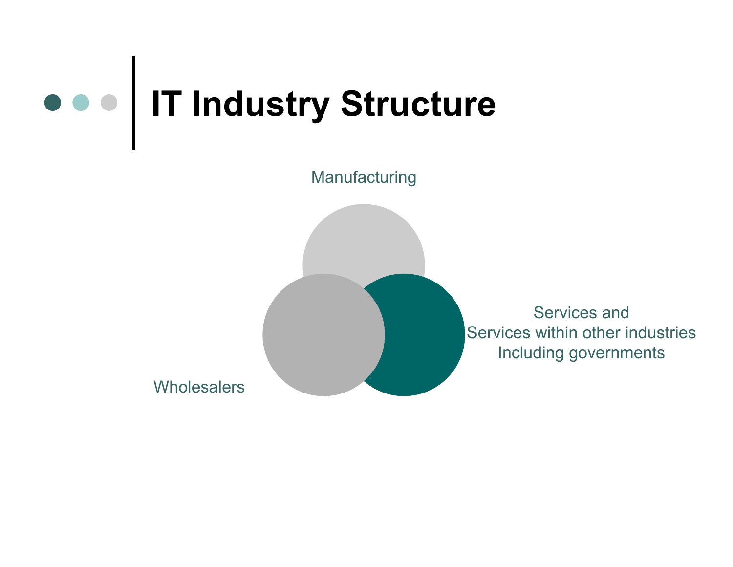# IT Industry Structure

Manufacturing

Wholesalers

Services and
Services within other industries
Including governments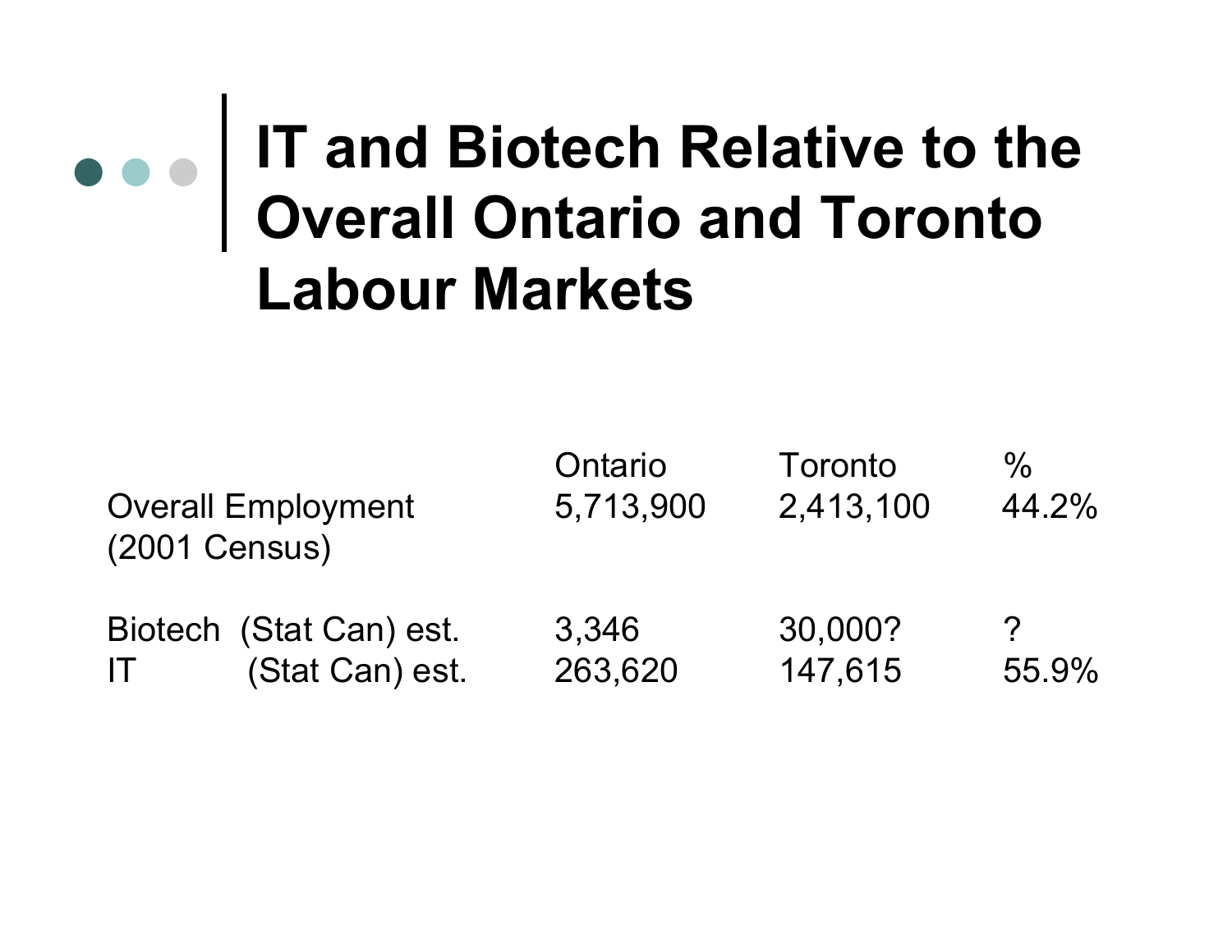# IT and Biotech Relative to the Overall Ontario and Toronto Labour Markets

| | Ontario | Toronto | % |
|---|---|---|---|
| Overall Employment (2001 Census) | 5,713,900 | 2,413,100 | 44.2% |
| Biotech (Stat Can) est. | 3,346 | 30,000? | ? |
| IT (Stat Can) est. | 263,620 | 147,615 | 55.9% |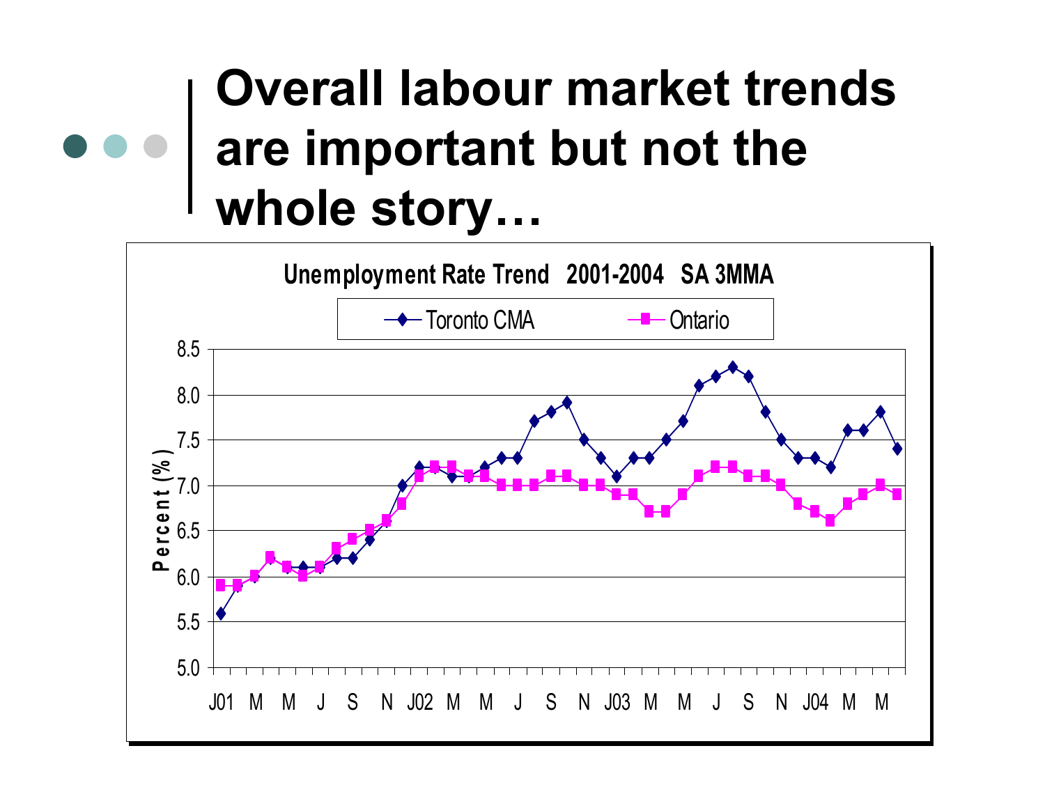# Overall labour market trends are important but not the whole story…

**Unemployment Rate Trend 2001-2004 SA 3MMA**

Toronto CMA — Ontario

Percent (%)

8.5, 8.0, 7.5, 7.0, 6.5, 6.0, 5.5, 5.0

J01 M M J S N J02 M M J S N J03 M M J S N J04 M M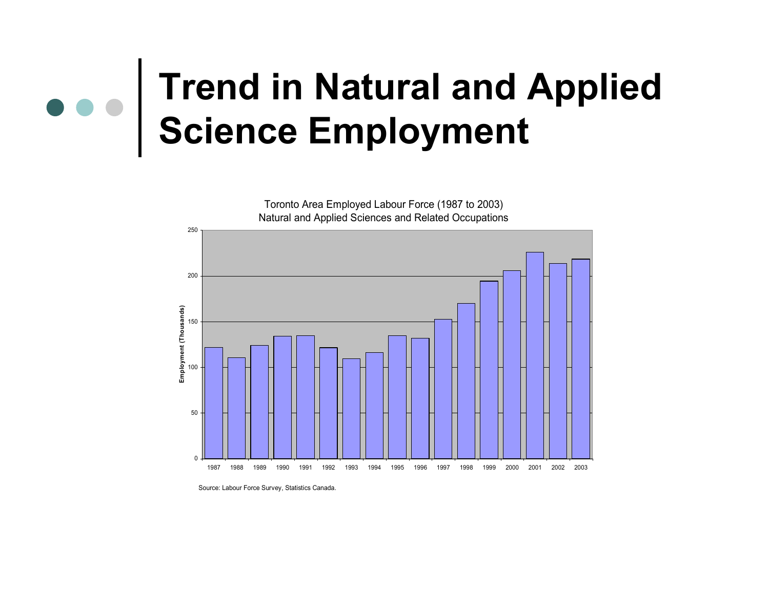# Trend in Natural and Applied Science Employment

Toronto Area Employed Labour Force (1987 to 2003)
Natural and Applied Sciences and Related Occupations

Employment (Thousands)

250
200
150
100
50
0

1987 1988 1989 1990 1991 1992 1993 1994 1995 1996 1997 1998 1999 2000 2001 2002 2003

Source: Labour Force Survey, Statistics Canada.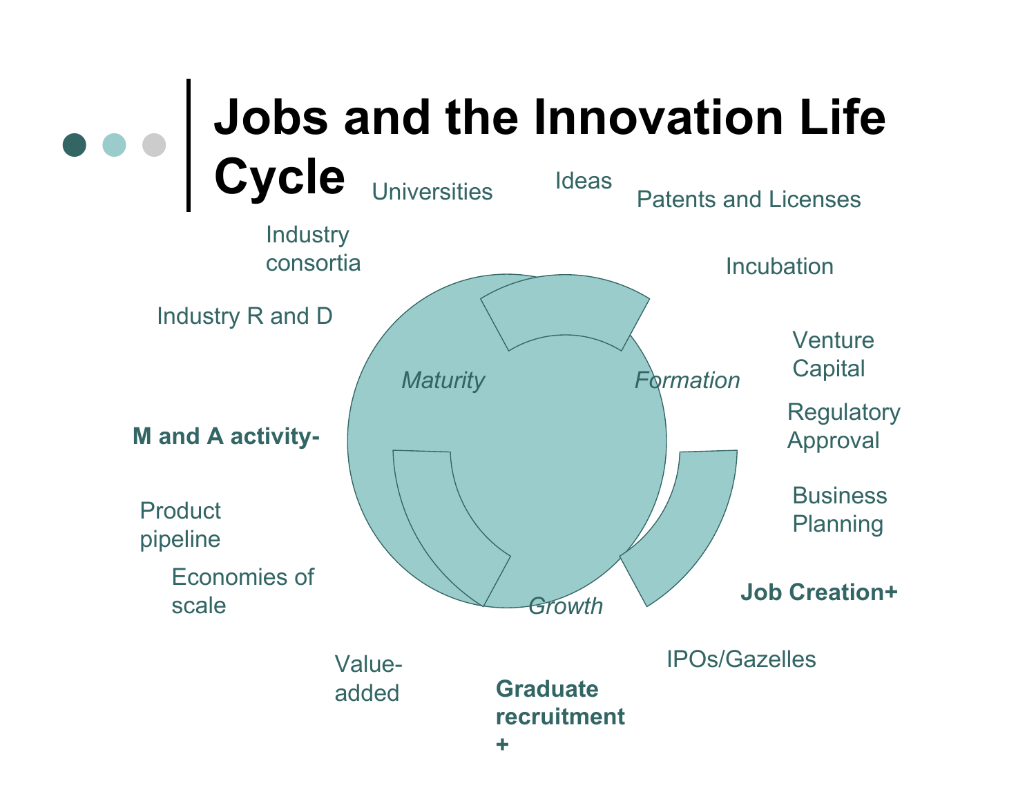# Jobs and the Innovation Life Cycle

Universities

Ideas

Patents and Licenses

Industry consortia

Incubation

Industry R and D

Venture Capital

*Maturity*

*Formation*

Regulatory Approval

**M and A activity-**

Business Planning

Product pipeline

Economies of scale

**Job Creation+**

*Growth*

IPOs/Gazelles

Value-added

**Graduate recruitment +**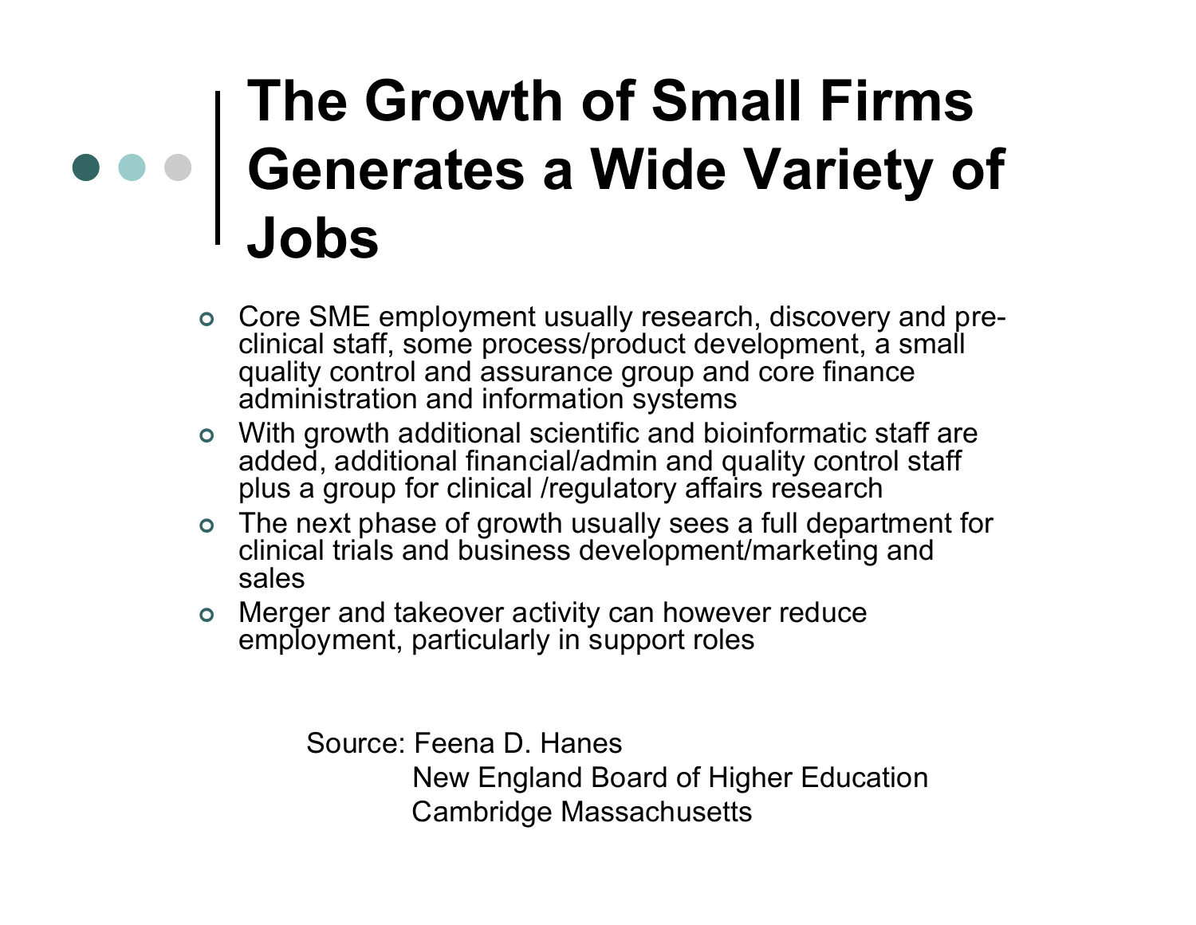# The Growth of Small Firms Generates a Wide Variety of Jobs

- Core SME employment usually research, discovery and pre-clinical staff, some process/product development, a small quality control and assurance group and core finance administration and information systems
- With growth additional scientific and bioinformatic staff are added, additional financial/admin and quality control staff plus a group for clinical /regulatory affairs research
- The next phase of growth usually sees a full department for clinical trials and business development/marketing and sales
- Merger and takeover activity can however reduce employment, particularly in support roles

Source: Feena D. Hanes
New England Board of Higher Education
Cambridge Massachusetts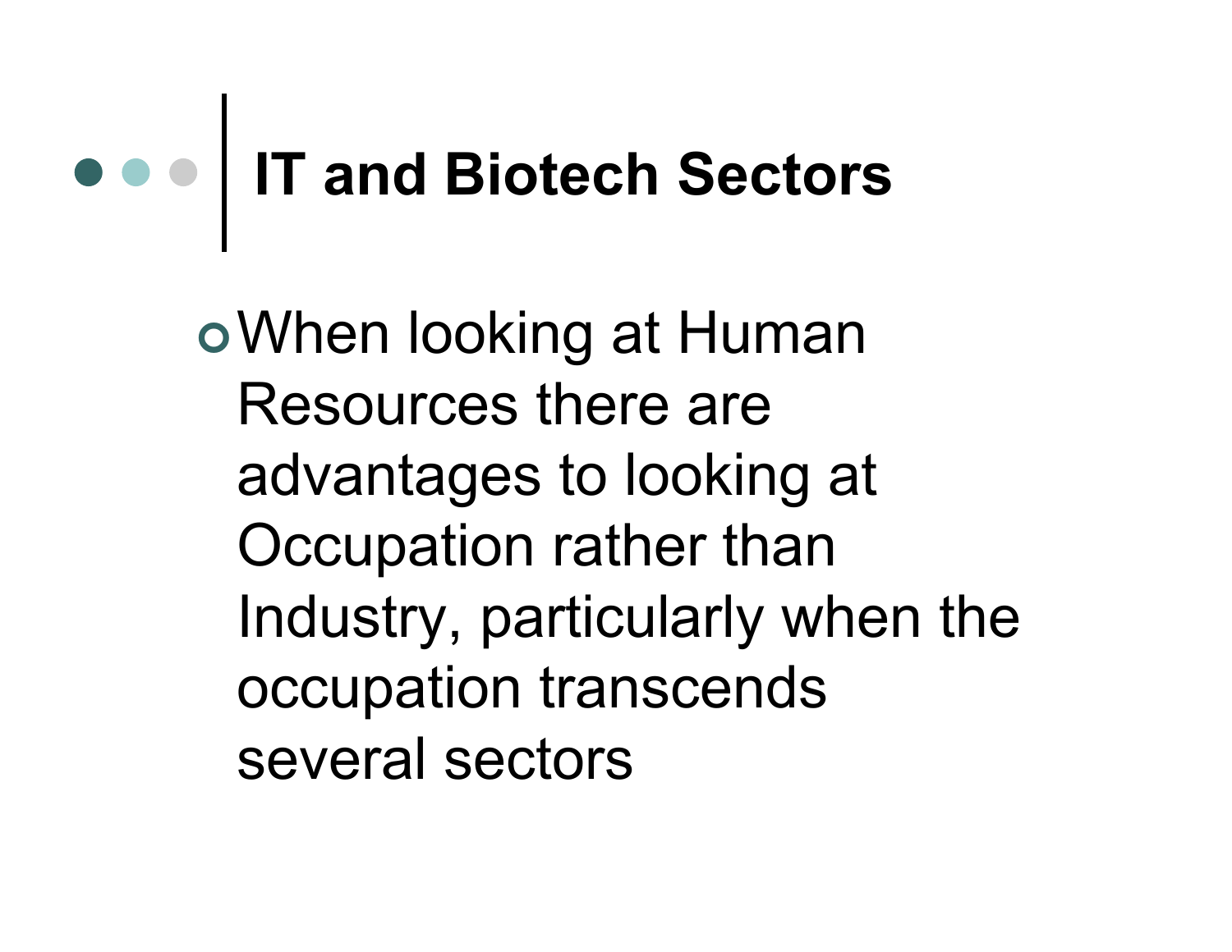# IT and Biotech Sectors

- When looking at Human Resources there are advantages to looking at Occupation rather than Industry, particularly when the occupation transcends several sectors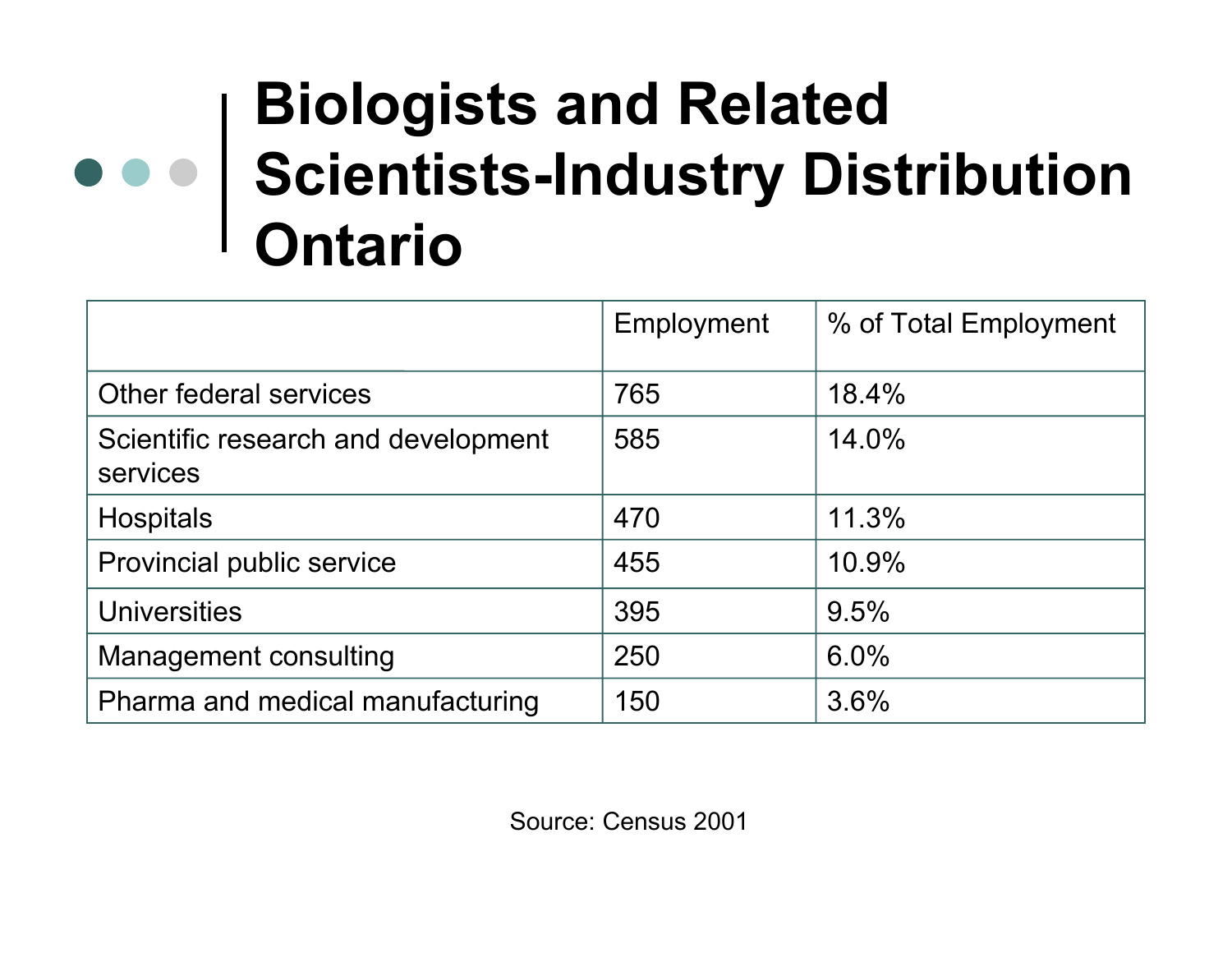# Biologists and Related Scientists-Industry Distribution Ontario

| | Employment | % of Total Employment |
|---|---|---|
| Other federal services | 765 | 18.4% |
| Scientific research and development services | 585 | 14.0% |
| Hospitals | 470 | 11.3% |
| Provincial public service | 455 | 10.9% |
| Universities | 395 | 9.5% |
| Management consulting | 250 | 6.0% |
| Pharma and medical manufacturing | 150 | 3.6% |

Source: Census 2001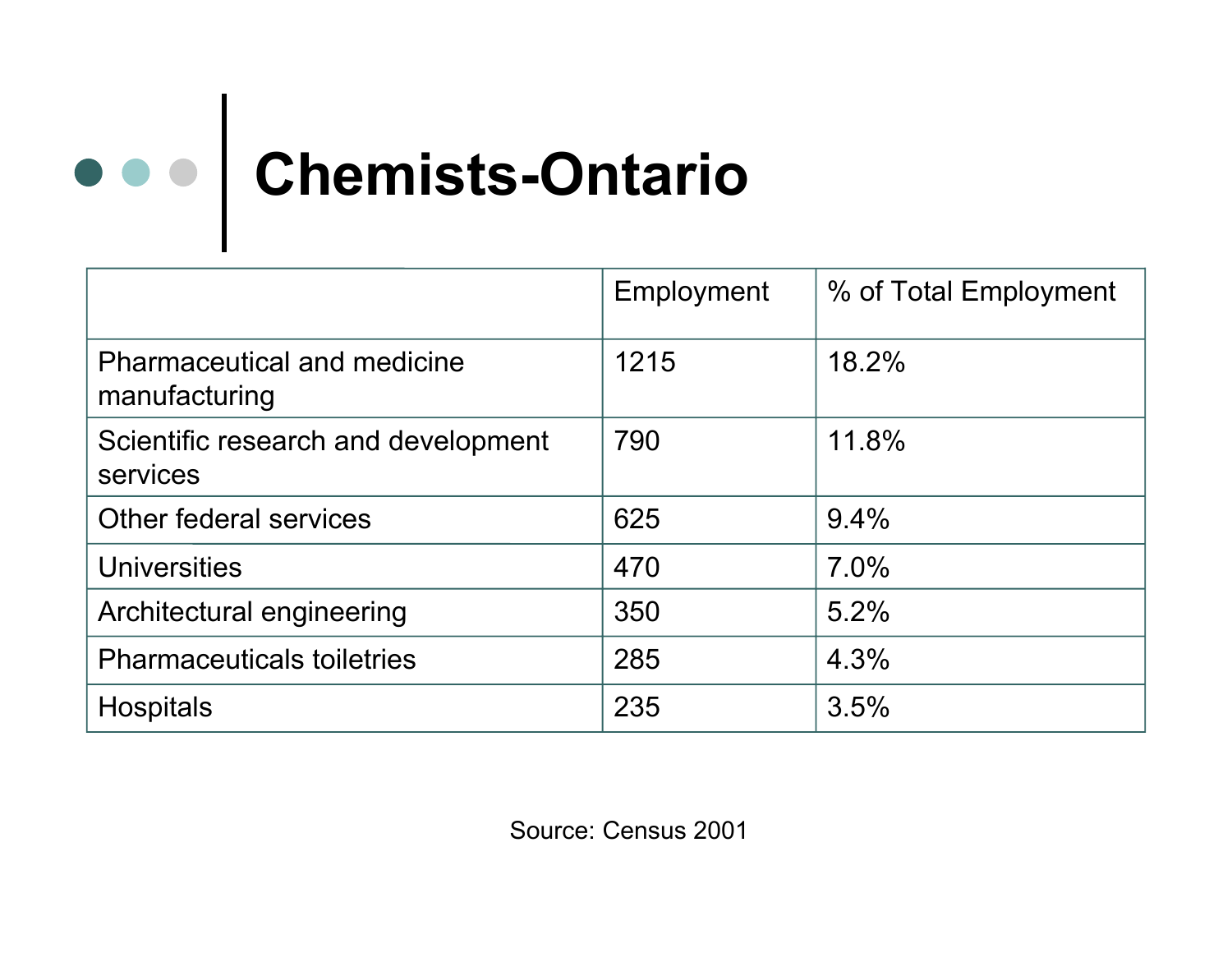# Chemists-Ontario

| | Employment | % of Total Employment |
|---|---|---|
| Pharmaceutical and medicine manufacturing | 1215 | 18.2% |
| Scientific research and development services | 790 | 11.8% |
| Other federal services | 625 | 9.4% |
| Universities | 470 | 7.0% |
| Architectural engineering | 350 | 5.2% |
| Pharmaceuticals toiletries | 285 | 4.3% |
| Hospitals | 235 | 3.5% |

Source: Census 2001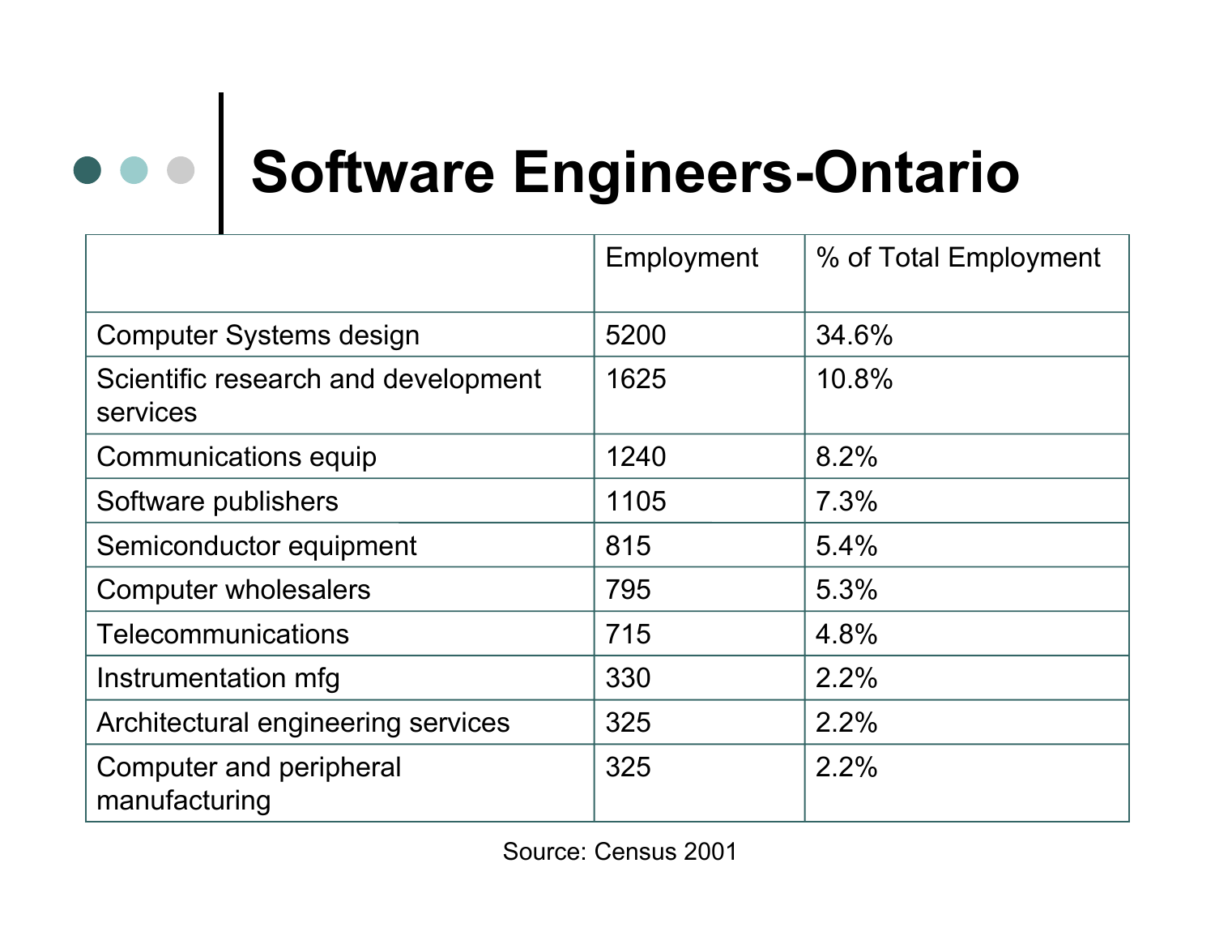# Software Engineers-Ontario

| | Employment | % of Total Employment |
|---|---|---|
| Computer Systems design | 5200 | 34.6% |
| Scientific research and development services | 1625 | 10.8% |
| Communications equip | 1240 | 8.2% |
| Software publishers | 1105 | 7.3% |
| Semiconductor equipment | 815 | 5.4% |
| Computer wholesalers | 795 | 5.3% |
| Telecommunications | 715 | 4.8% |
| Instrumentation mfg | 330 | 2.2% |
| Architectural engineering services | 325 | 2.2% |
| Computer and peripheral manufacturing | 325 | 2.2% |

Source: Census 2001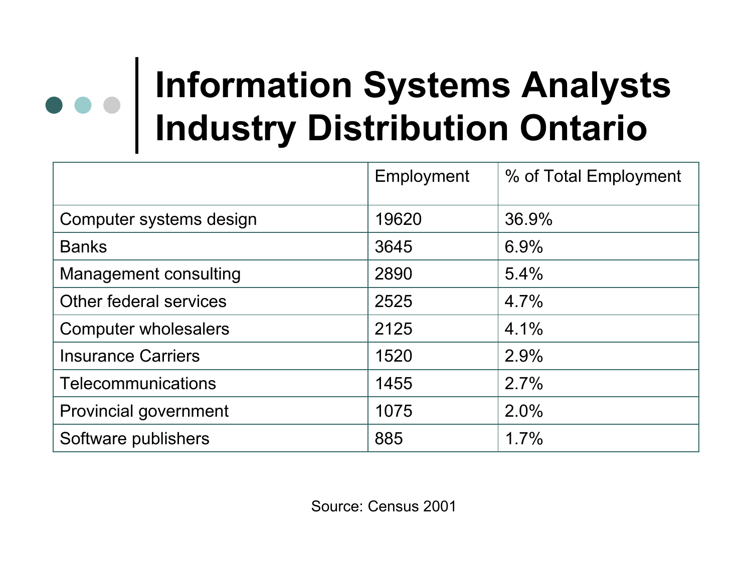# Information Systems Analysts Industry Distribution Ontario

| | Employment | % of Total Employment |
|---|---|---|
| Computer systems design | 19620 | 36.9% |
| Banks | 3645 | 6.9% |
| Management consulting | 2890 | 5.4% |
| Other federal services | 2525 | 4.7% |
| Computer wholesalers | 2125 | 4.1% |
| Insurance Carriers | 1520 | 2.9% |
| Telecommunications | 1455 | 2.7% |
| Provincial government | 1075 | 2.0% |
| Software publishers | 885 | 1.7% |

Source: Census 2001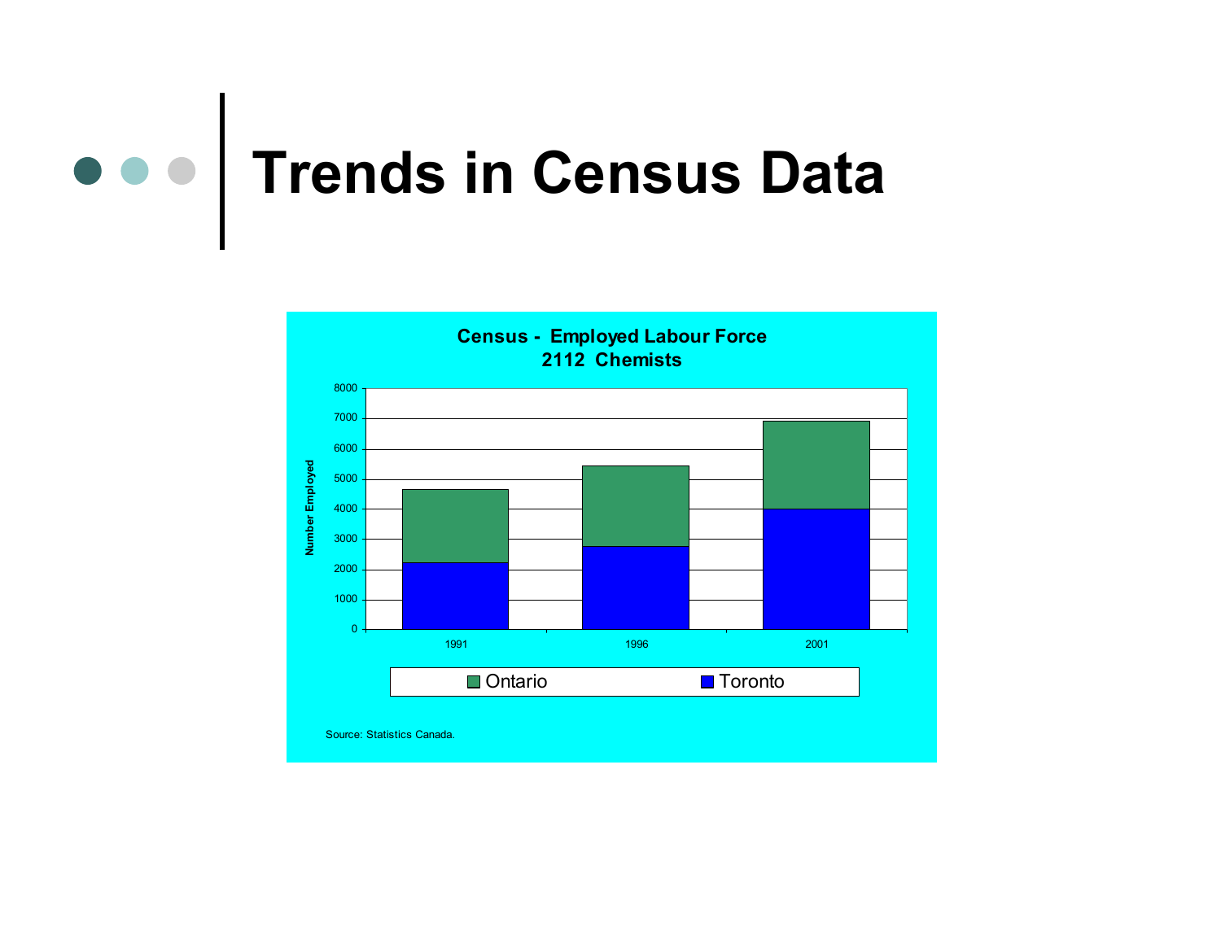# Trends in Census Data

**Census - Employed Labour Force**
**2112 Chemists**

Number Employed

8000
7000
6000
5000
4000
3000
2000
1000
0

1991 1996 2001

Ontario Toronto

Source: Statistics Canada.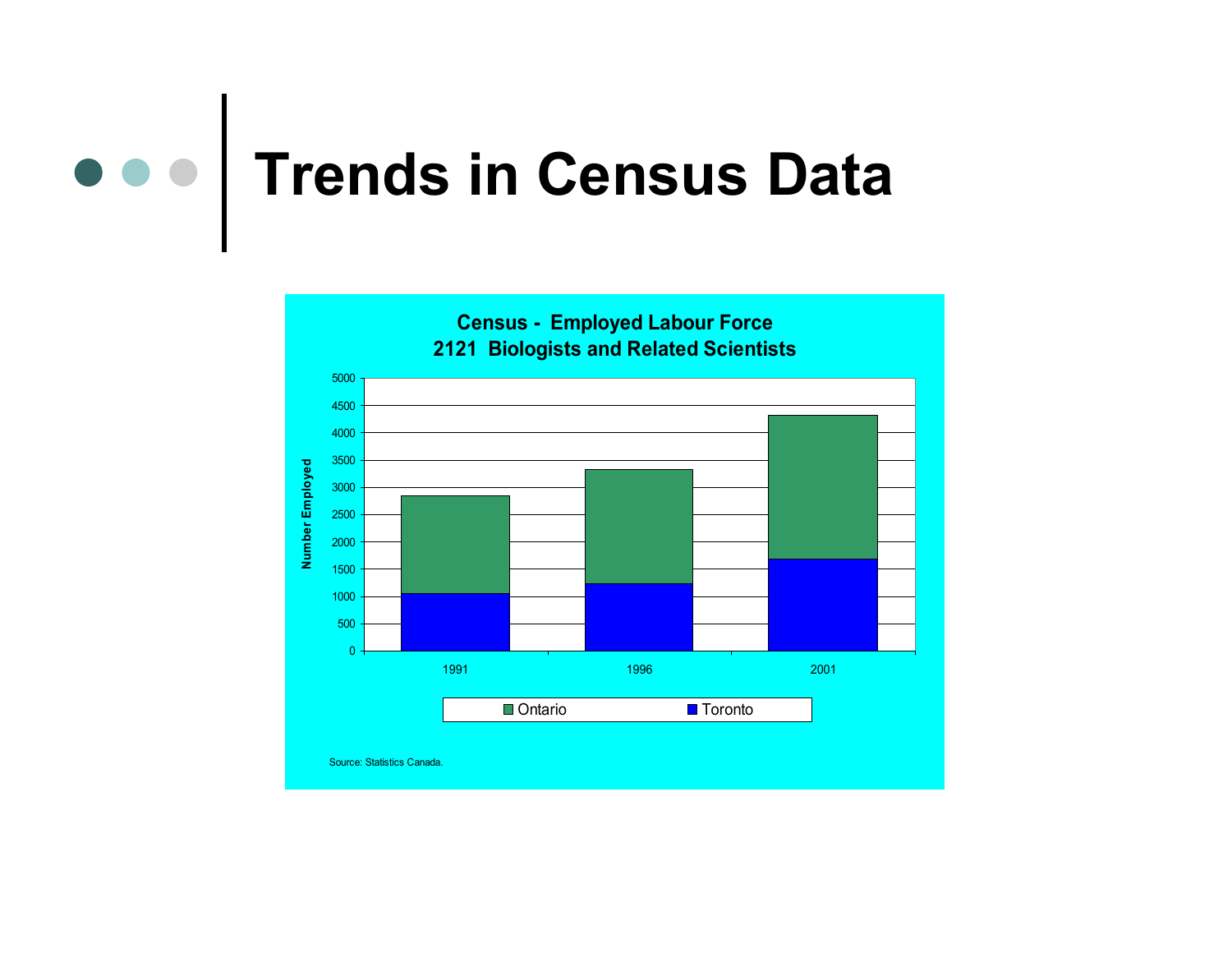# Trends in Census Data

**Census - Employed Labour Force**
**2121 Biologists and Related Scientists**

Number Employed

5000
4500
4000
3500
3000
2500
2000
1500
1000
500
0

1991 1996 2001

Ontario Toronto

Source: Statistics Canada.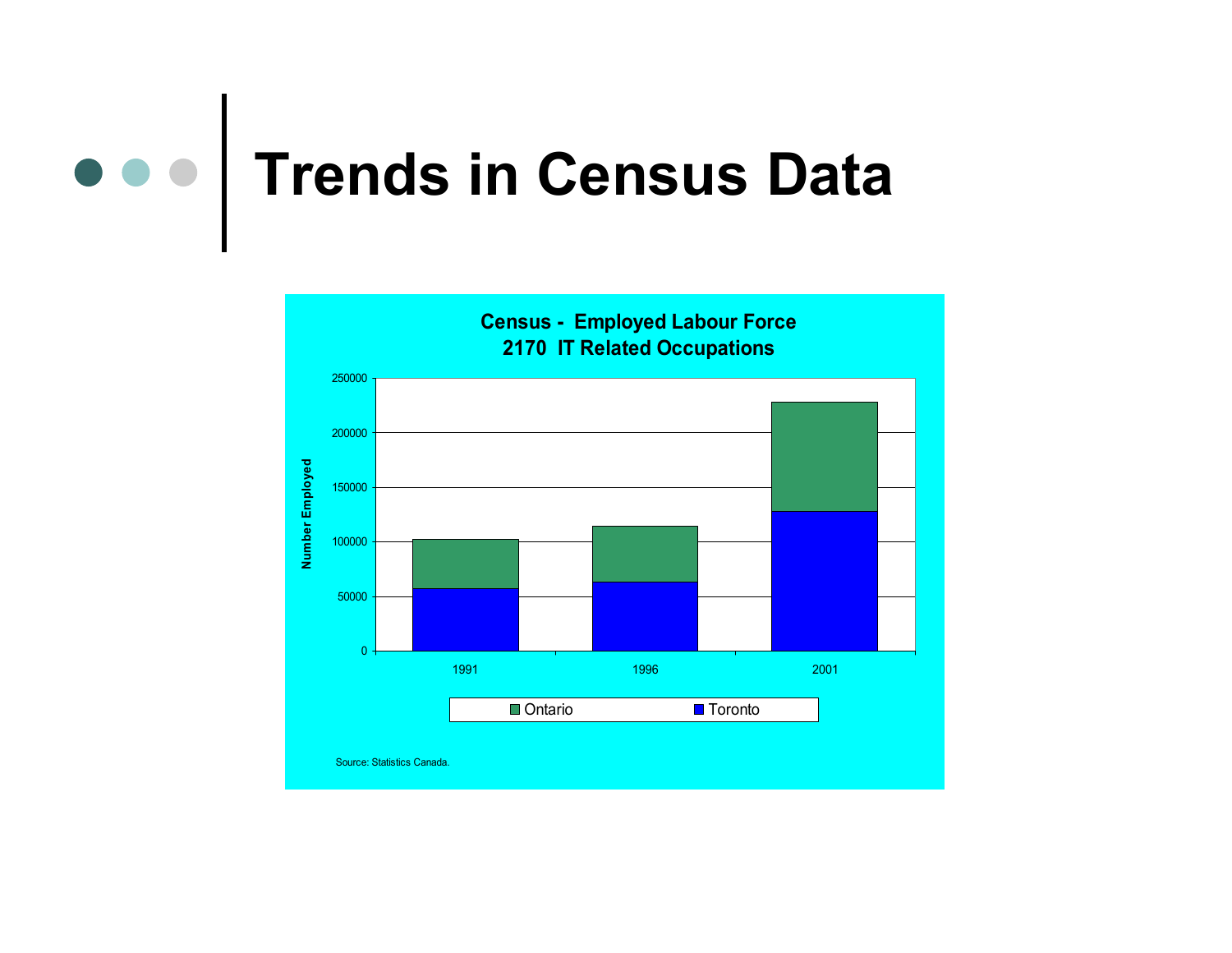# Trends in Census Data

**Census - Employed Labour Force**
**2170 IT Related Occupations**

Source: Statistics Canada.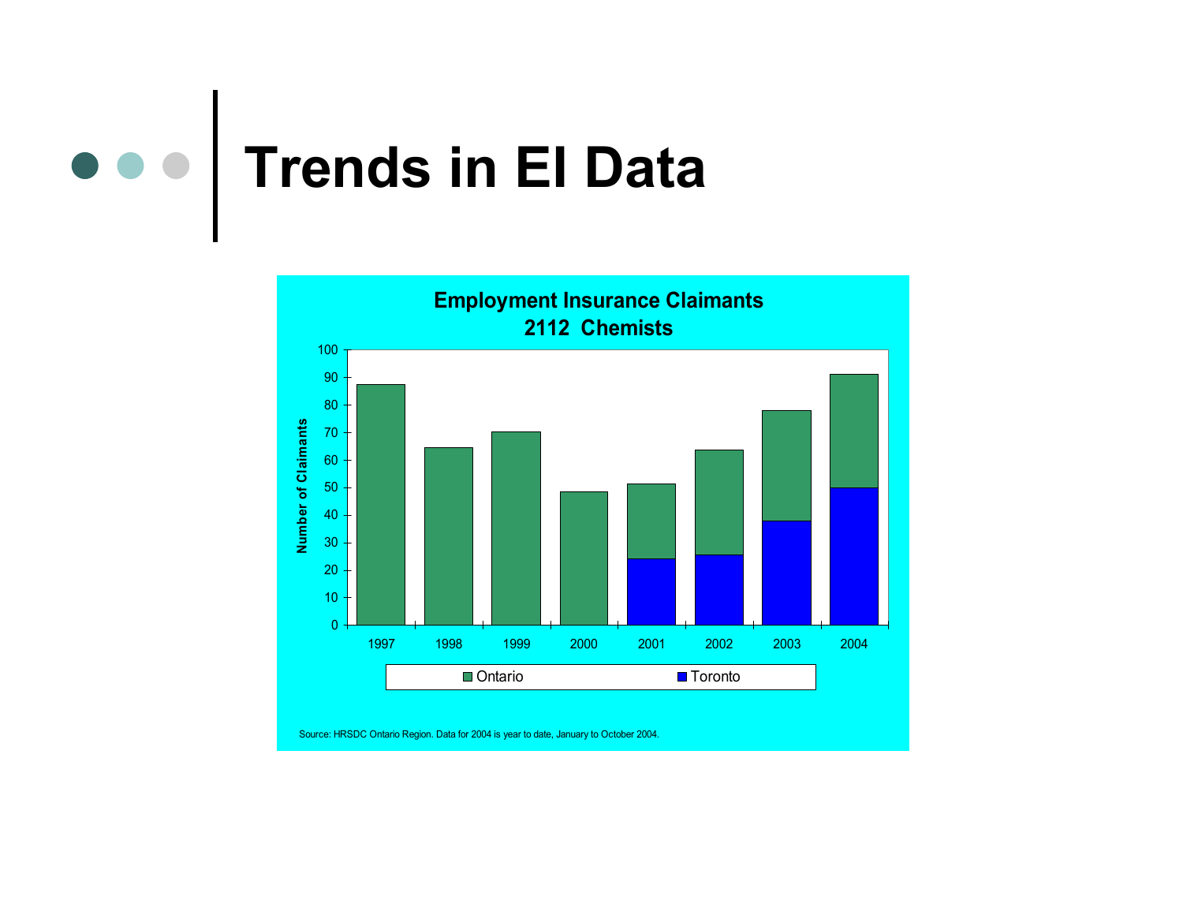# Trends in EI Data

**Employment Insurance Claimants**
**2112 Chemists**

Number of Claimants

Ontario / Toronto

1997 1998 1999 2000 2001 2002 2003 2004

Source: HRSDC Ontario Region. Data for 2004 is year to date, January to October 2004.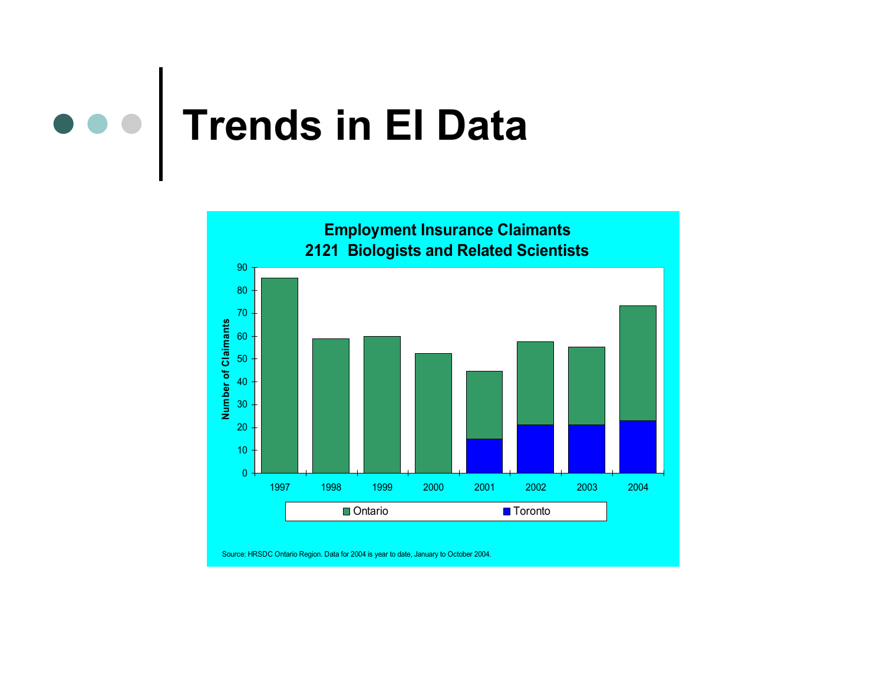# Trends in EI Data

**Employment Insurance Claimants**
**2121 Biologists and Related Scientists**

Number of Claimants

| Year | Ontario | Toronto |
|---|---|---|
| 1997 | 85 | |
| 1998 | 59 | |
| 1999 | 60 | |
| 2000 | 52 | |
| 2001 | 45 | 15 |
| 2002 | 57 | 21 |
| 2003 | 55 | 21 |
| 2004 | 73 | 23 |

Source: HRSDC Ontario Region. Data for 2004 is year to date, January to October 2004.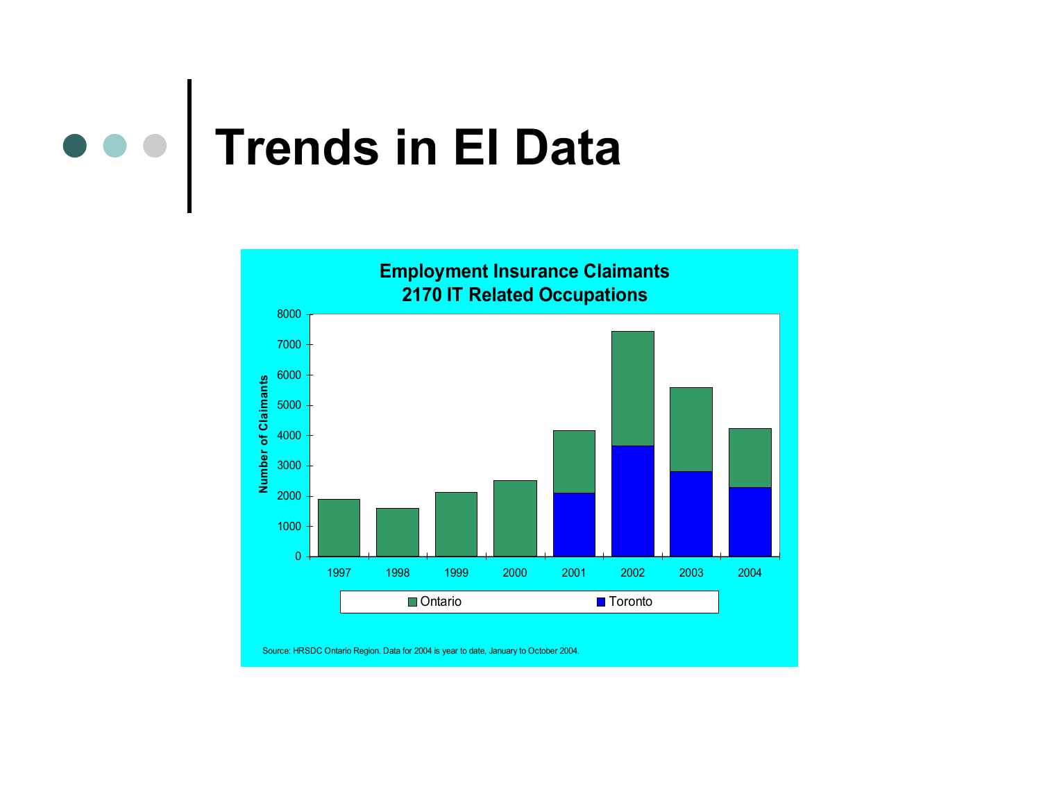# Trends in EI Data

**Employment Insurance Claimants**
**2170 IT Related Occupations**

Number of Claimants

8000
7000
6000
5000
4000
3000
2000
1000
0

1997 1998 1999 2000 2001 2002 2003 2004

Ontario Toronto

Source: HRSDC Ontario Region. Data for 2004 is year to date, January to October 2004.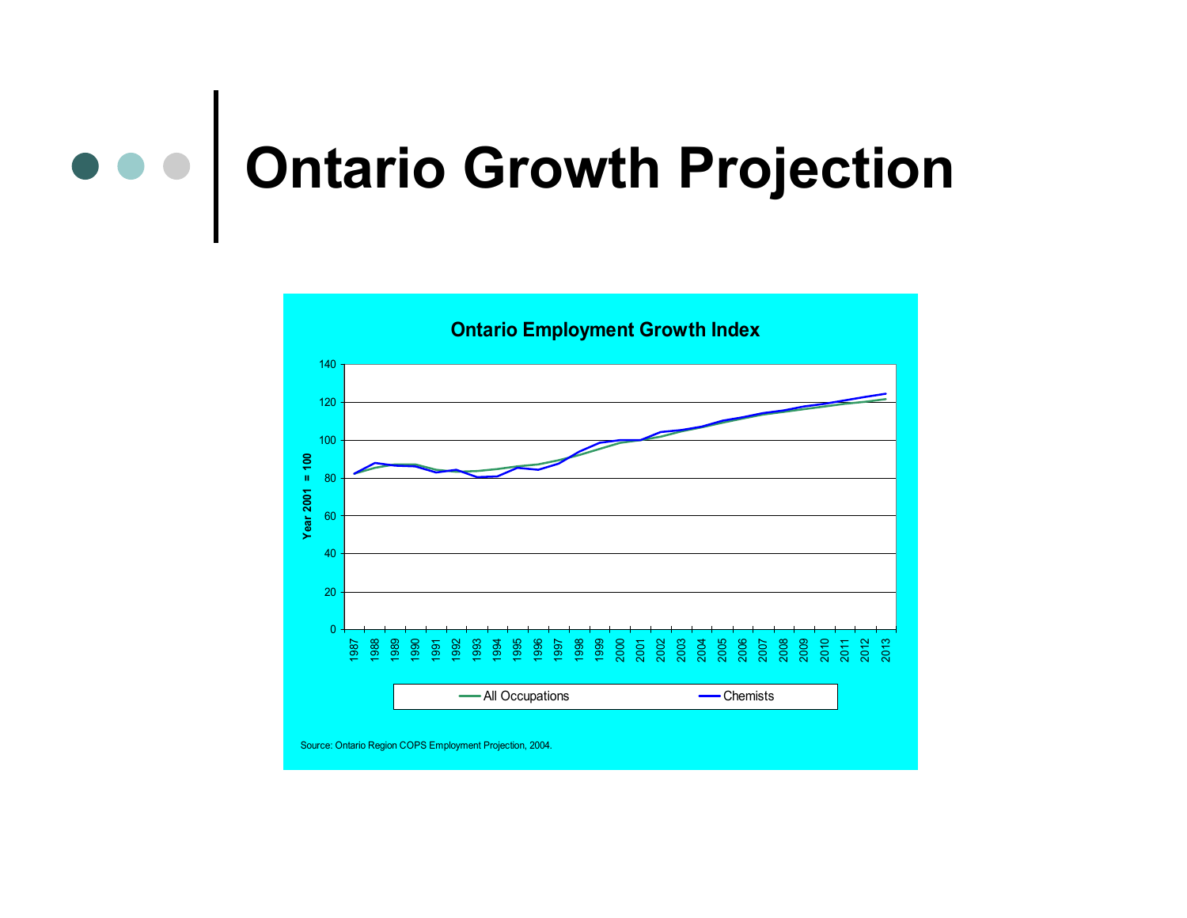# Ontario Growth Projection

**Ontario Employment Growth Index**

Year 2001 = 100

Legend: All Occupations; Chemists

Source: Ontario Region COPS Employment Projection, 2004.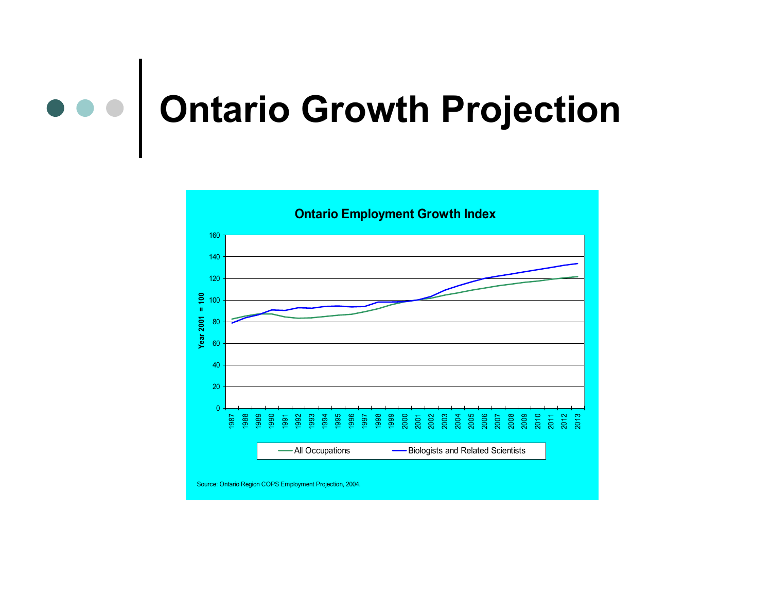# Ontario Growth Projection

**Ontario Employment Growth Index**

Year 2001 = 100

All Occupations — Biologists and Related Scientists

Source: Ontario Region COPS Employment Projection, 2004.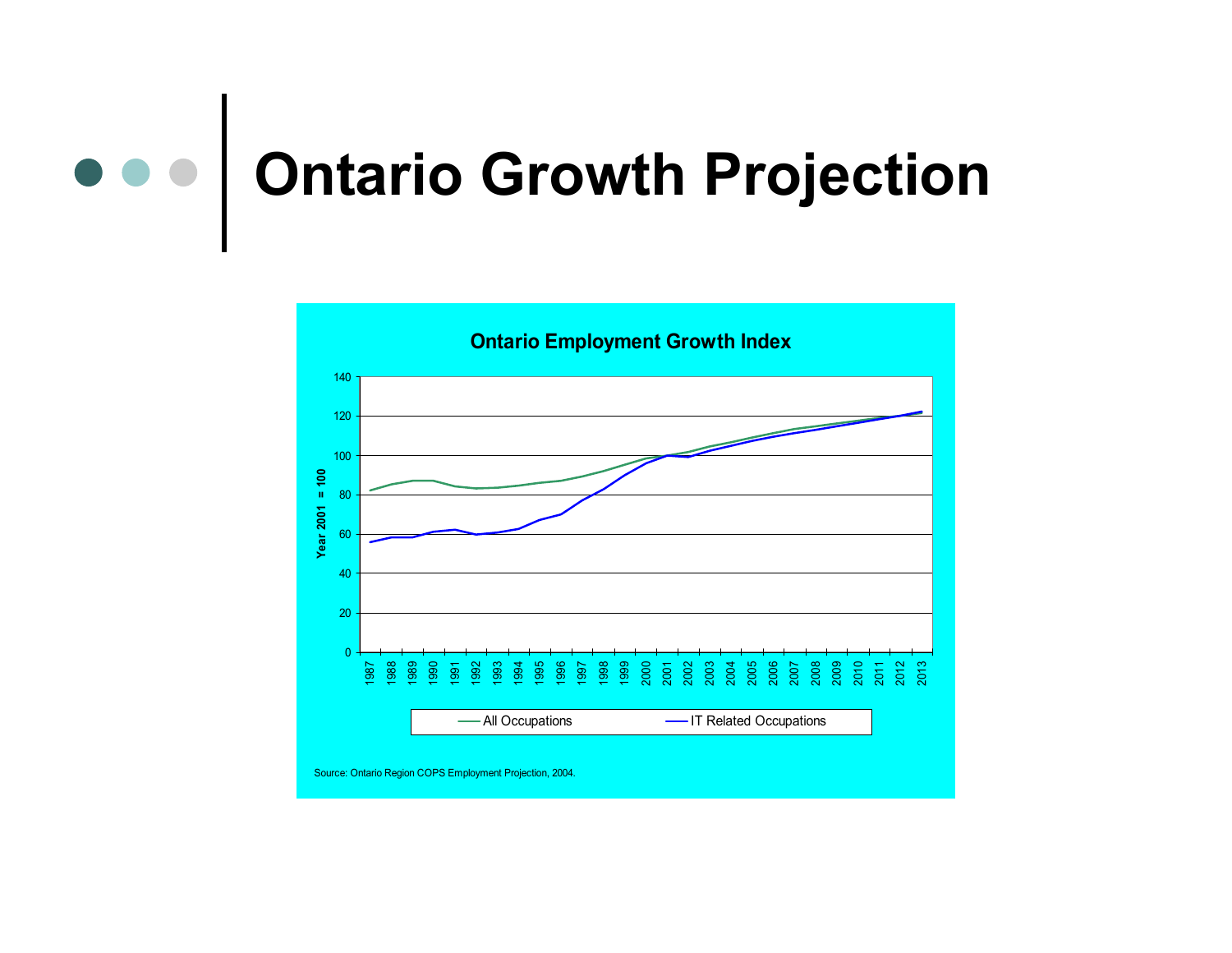# Ontario Growth Projection

**Ontario Employment Growth Index**

Year 2001 = 100

All Occupations — IT Related Occupations

Source: Ontario Region COPS Employment Projection, 2004.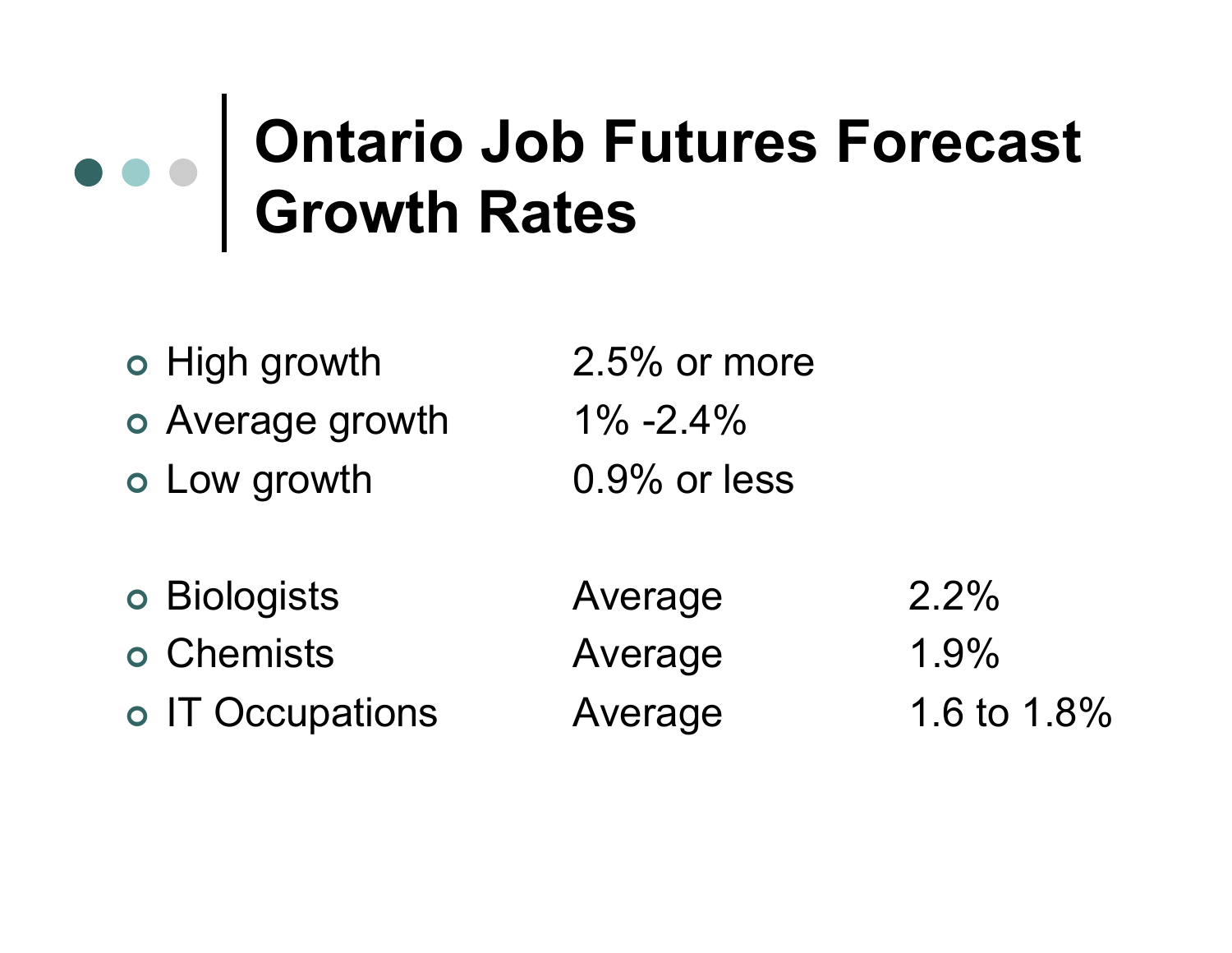# Ontario Job Futures Forecast Growth Rates

| | |
|---|---|
| High growth | 2.5% or more |
| Average growth | 1% -2.4% |
| Low growth | 0.9% or less |

| | | |
|---|---|---|
| Biologists | Average | 2.2% |
| Chemists | Average | 1.9% |
| IT Occupations | Average | 1.6 to 1.8% |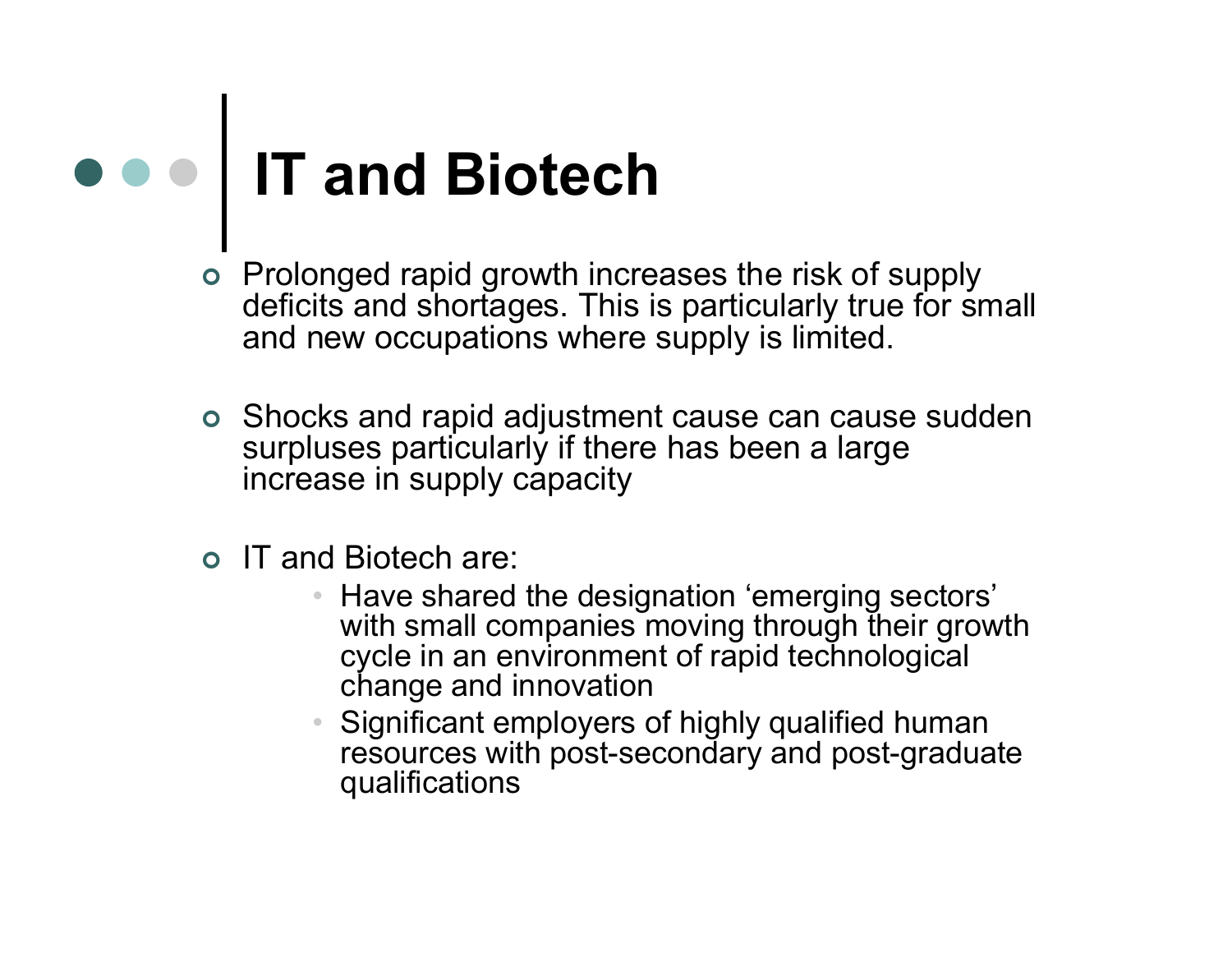# IT and Biotech

- Prolonged rapid growth increases the risk of supply deficits and shortages. This is particularly true for small and new occupations where supply is limited.

- Shocks and rapid adjustment cause can cause sudden surpluses particularly if there has been a large increase in supply capacity

- IT and Biotech are:
  - Have shared the designation 'emerging sectors' with small companies moving through their growth cycle in an environment of rapid technological change and innovation
  - Significant employers of highly qualified human resources with post-secondary and post-graduate qualifications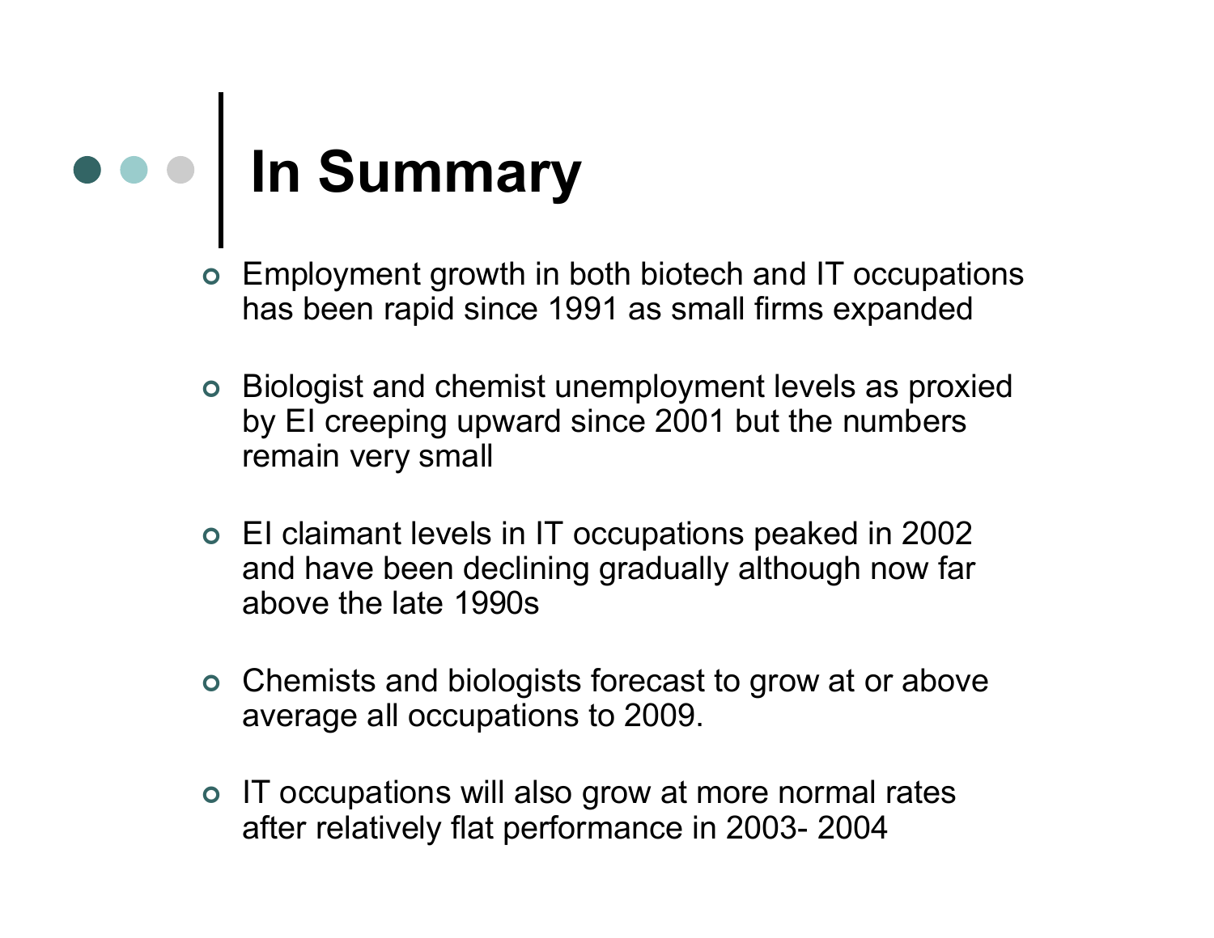# In Summary

- Employment growth in both biotech and IT occupations has been rapid since 1991 as small firms expanded
- Biologist and chemist unemployment levels as proxied by EI creeping upward since 2001 but the numbers remain very small
- EI claimant levels in IT occupations peaked in 2002 and have been declining gradually although now far above the late 1990s
- Chemists and biologists forecast to grow at or above average all occupations to 2009.
- IT occupations will also grow at more normal rates after relatively flat performance in 2003- 2004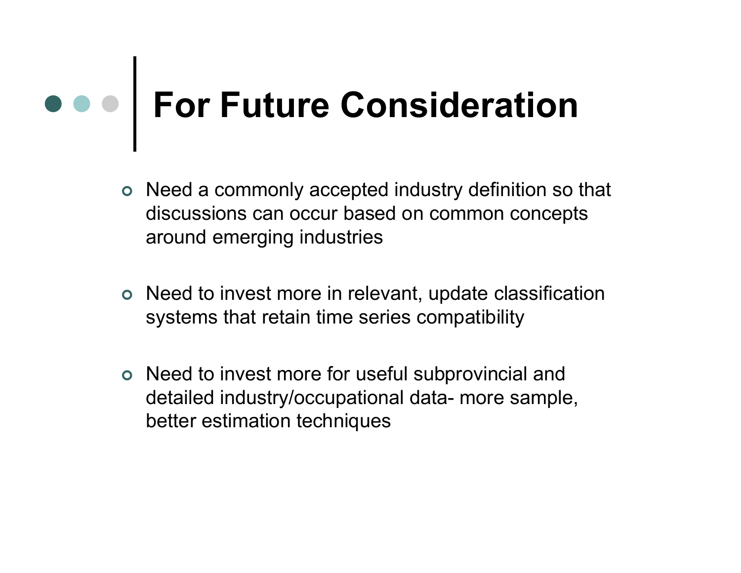# For Future Consideration

- Need a commonly accepted industry definition so that discussions can occur based on common concepts around emerging industries

- Need to invest more in relevant, update classification systems that retain time series compatibility

- Need to invest more for useful subprovincial and detailed industry/occupational data- more sample, better estimation techniques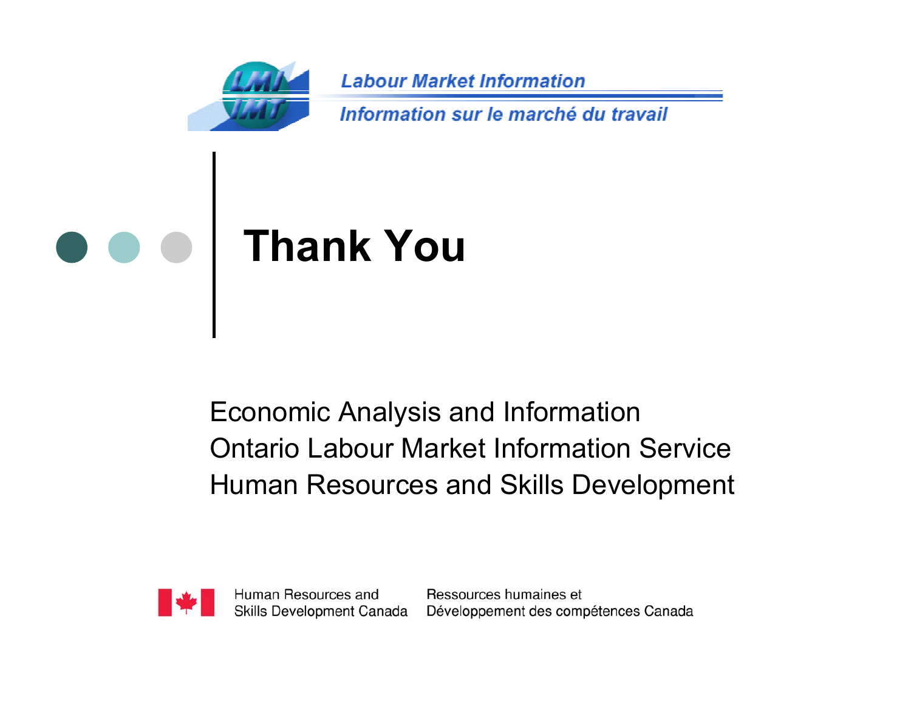Labour Market Information

Information sur le marché du travail

# Thank You

Economic Analysis and Information
Ontario Labour Market Information Service
Human Resources and Skills Development

Human Resources and Skills Development Canada

Ressources humaines et Développement des compétences Canada